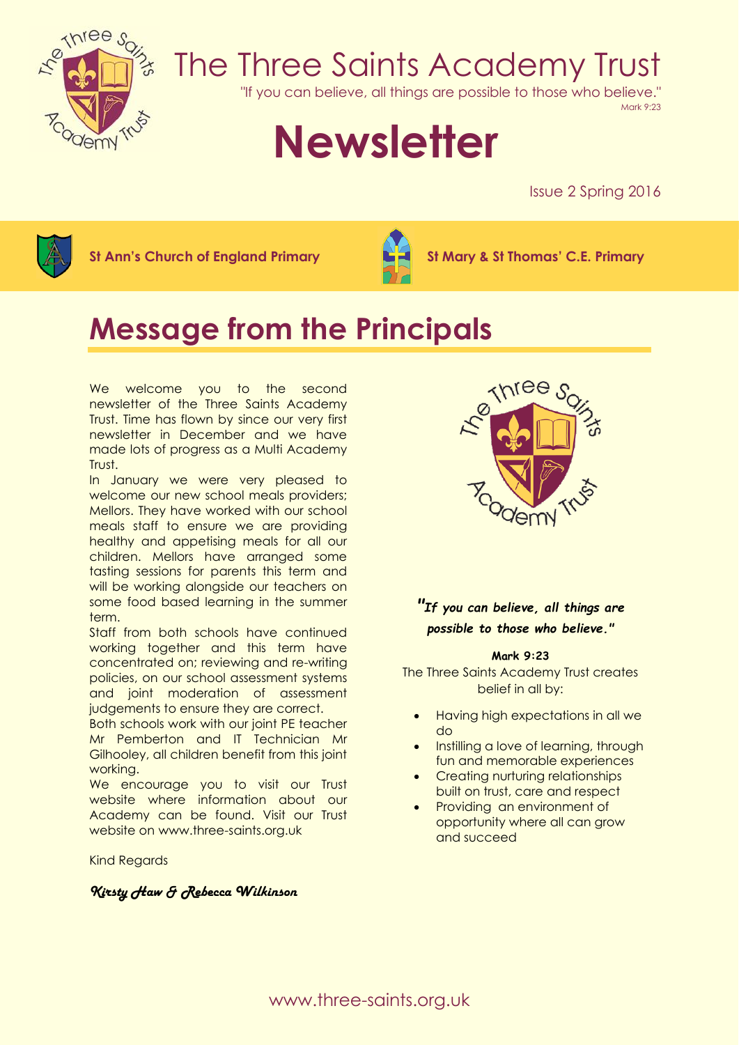# The Three Saints Academy Trust

"If you can believe, all things are possible to those who believe."
Mark 9:23

# Newsletter

Issue 2 Spring 2016

**St Ann's Church of England Primary** **St Mary & St Thomas' C.E. Primary**

## Message from the Principals

We welcome you to the second newsletter of the Three Saints Academy Trust. Time has flown by since our very first newsletter in December and we have made lots of progress as a Multi Academy Trust.

In January we were very pleased to welcome our new school meals providers; Mellors. They have worked with our school meals staff to ensure we are providing healthy and appetising meals for all our children. Mellors have arranged some tasting sessions for parents this term and will be working alongside our teachers on some food based learning in the summer term.

Staff from both schools have continued working together and this term have concentrated on; reviewing and re-writing policies, on our school assessment systems and joint moderation of assessment judgements to ensure they are correct.

Both schools work with our joint PE teacher Mr Pemberton and IT Technician Mr Gilhooley, all children benefit from this joint working.

We encourage you to visit our Trust website where information about our Academy can be found. Visit our Trust website on www.three-saints.org.uk

Kind Regards

*Kirsty Haw & Rebecca Wilkinson*

***"If you can believe, all things are possible to those who believe."***

**Mark 9:23**

The Three Saints Academy Trust creates belief in all by:

- Having high expectations in all we do
- Instilling a love of learning, through fun and memorable experiences
- Creating nurturing relationships built on trust, care and respect
- Providing an environment of opportunity where all can grow and succeed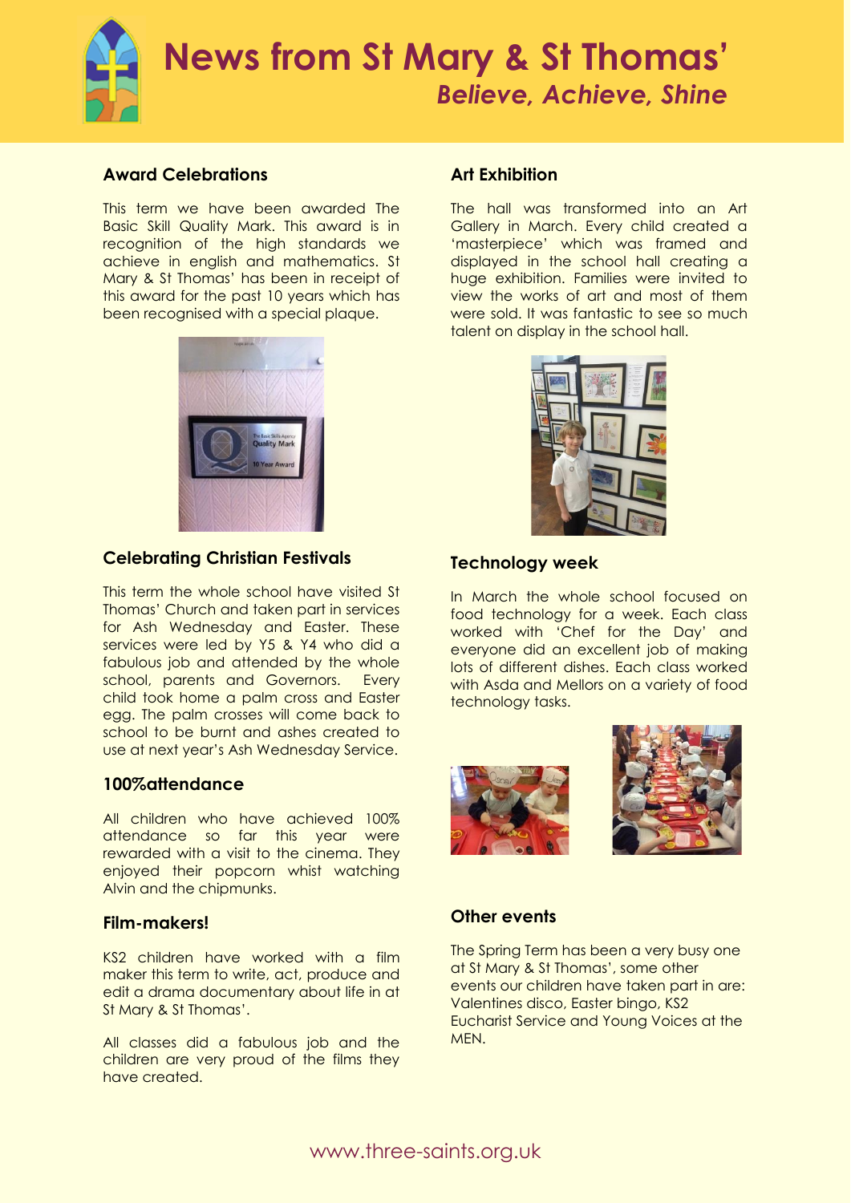# News from St Mary & St Thomas'

*Believe, Achieve, Shine*

## Award Celebrations

This term we have been awarded The Basic Skill Quality Mark. This award is in recognition of the high standards we achieve in english and mathematics. St Mary & St Thomas' has been in receipt of this award for the past 10 years which has been recognised with a special plaque.

## Celebrating Christian Festivals

This term the whole school have visited St Thomas' Church and taken part in services for Ash Wednesday and Easter. These services were led by Y5 & Y4 who did a fabulous job and attended by the whole school, parents and Governors. Every child took home a palm cross and Easter egg. The palm crosses will come back to school to be burnt and ashes created to use at next year's Ash Wednesday Service.

## 100%attendance

All children who have achieved 100% attendance so far this year were rewarded with a visit to the cinema. They enjoyed their popcorn whilst watching Alvin and the chipmunks.

## Film-makers!

KS2 children have worked with a film maker this term to write, act, produce and edit a drama documentary about life in at St Mary & St Thomas'.

All classes did a fabulous job and the children are very proud of the films they have created.

## Art Exhibition

The hall was transformed into an Art Gallery in March. Every child created a 'masterpiece' which was framed and displayed in the school hall creating a huge exhibition. Families were invited to view the works of art and most of them were sold. It was fantastic to see so much talent on display in the school hall.

## Technology week

In March the whole school focused on food technology for a week. Each class worked with 'Chef for the Day' and everyone did an excellent job of making lots of different dishes. Each class worked with Asda and Mellors on a variety of food technology tasks.

## Other events

The Spring Term has been a very busy one at St Mary & St Thomas', some other events our children have taken part in are: Valentines disco, Easter bingo, KS2 Eucharist Service and Young Voices at the MEN.

www.three-saints.org.uk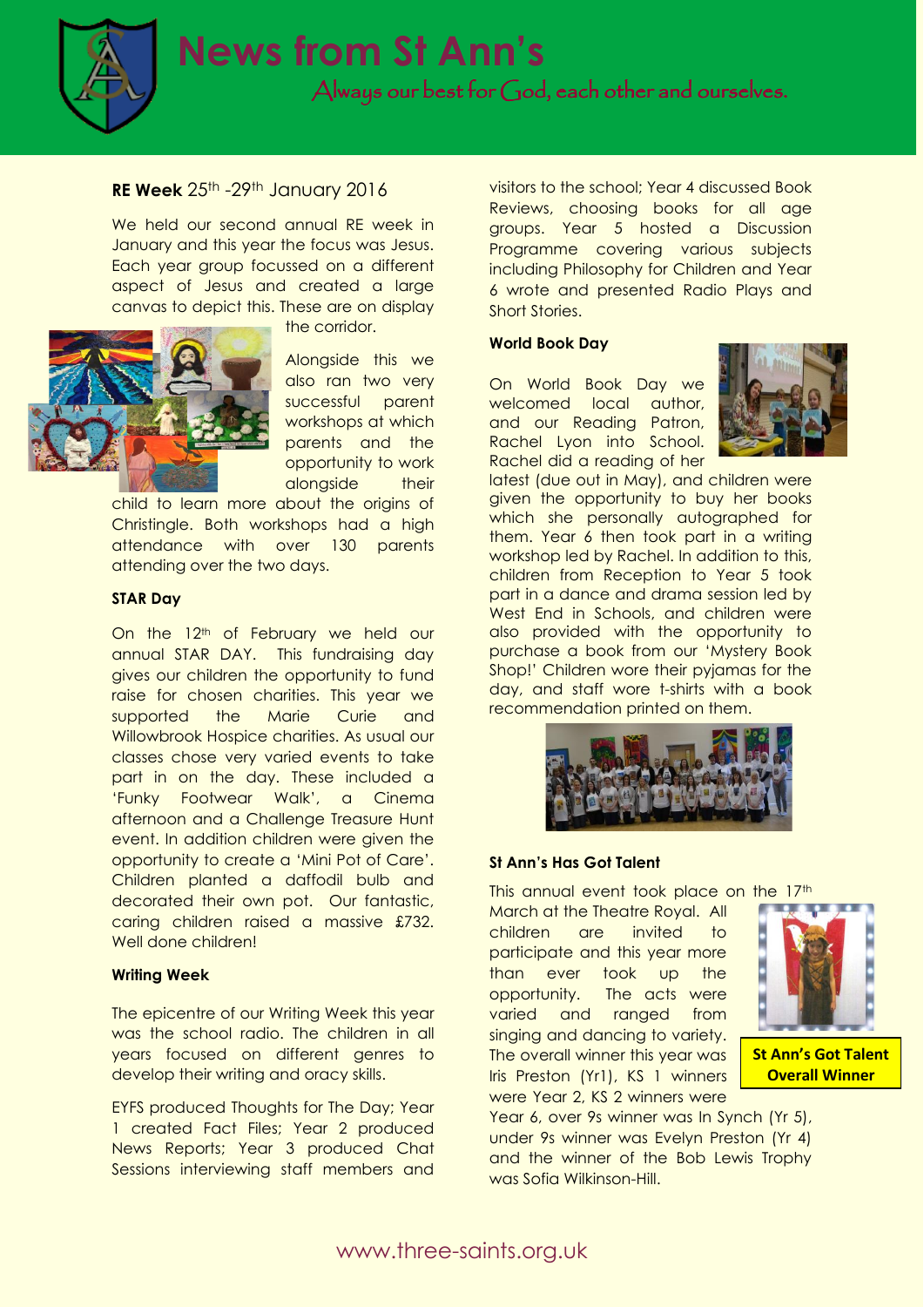# News from St Ann's

Always our best for God, each other and ourselves.

**RE Week** 25th -29th January 2016

We held our second annual RE week in January and this year the focus was Jesus. Each year group focussed on a different aspect of Jesus and created a large canvas to depict this. These are on display the corridor.

Alongside this we also ran two very successful parent workshops at which parents and the opportunity to work alongside their child to learn more about the origins of Christingle. Both workshops had a high attendance with over 130 parents attending over the two days.

**STAR Day**

On the 12th of February we held our annual STAR DAY. This fundraising day gives our children the opportunity to fund raise for chosen charities. This year we supported the Marie Curie and Willowbrook Hospice charities. As usual our classes chose very varied events to take part in on the day. These included a 'Funky Footwear Walk', a Cinema afternoon and a Challenge Treasure Hunt event. In addition children were given the opportunity to create a 'Mini Pot of Care'. Children planted a daffodil bulb and decorated their own pot. Our fantastic, caring children raised a massive £732. Well done children!

**Writing Week**

The epicentre of our Writing Week this year was the school radio. The children in all years focused on different genres to develop their writing and oracy skills.

EYFS produced Thoughts for The Day; Year 1 created Fact Files; Year 2 produced News Reports; Year 3 produced Chat Sessions interviewing staff members and visitors to the school; Year 4 discussed Book Reviews, choosing books for all age groups. Year 5 hosted a Discussion Programme covering various subjects including Philosophy for Children and Year 6 wrote and presented Radio Plays and Short Stories.

**World Book Day**

On World Book Day we welcomed local author, and our Reading Patron, Rachel Lyon into School. Rachel did a reading of her latest (due out in May), and children were given the opportunity to buy her books which she personally autographed for them. Year 6 then took part in a writing workshop led by Rachel. In addition to this, children from Reception to Year 5 took part in a dance and drama session led by West End in Schools, and children were also provided with the opportunity to purchase a book from our 'Mystery Book Shop!' Children wore their pyjamas for the day, and staff wore t-shirts with a book recommendation printed on them.

**St Ann's Has Got Talent**

This annual event took place on the 17th March at the Theatre Royal. All children are invited to participate and this year more than ever took up the opportunity. The acts were varied and ranged from singing and dancing to variety. The overall winner this year was Iris Preston (Yr1), KS 1 winners were Year 2, KS 2 winners were Year 6, over 9s winner was In Synch (Yr 5), under 9s winner was Evelyn Preston (Yr 4) and the winner of the Bob Lewis Trophy was Sofia Wilkinson-Hill.

**St Ann's Got Talent Overall Winner**

www.three-saints.org.uk